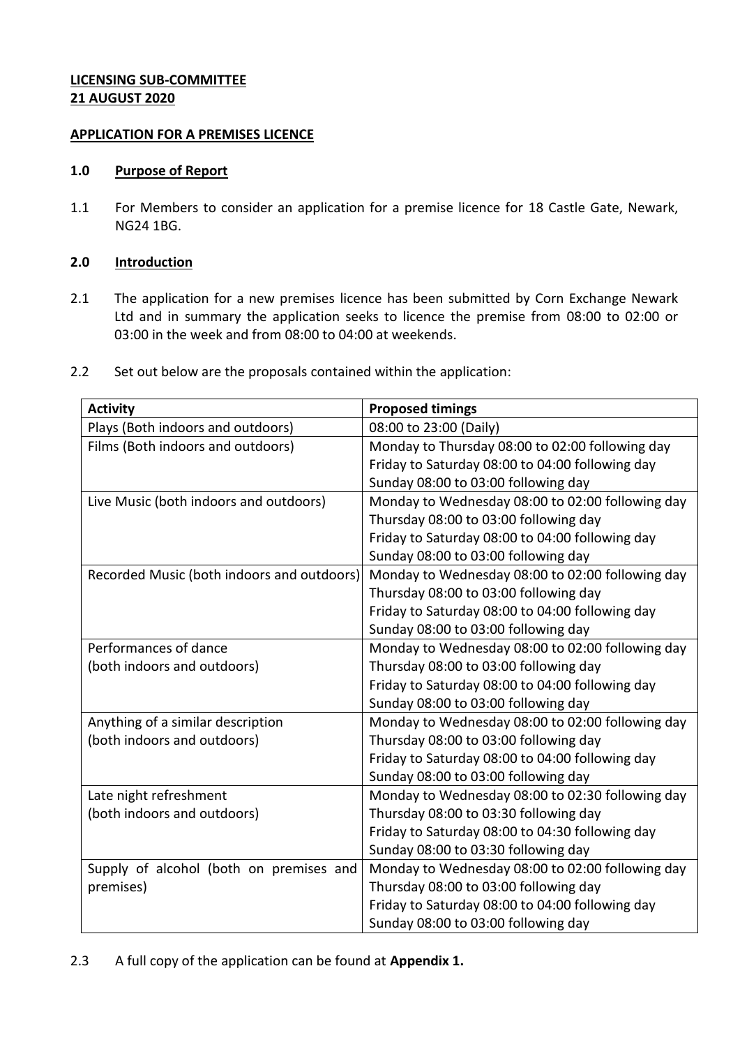**LICENSING SUB-COMMITTEE**
**21 AUGUST 2020**

**APPLICATION FOR A PREMISES LICENCE**

## 1.0 Purpose of Report

1.1 For Members to consider an application for a premise licence for 18 Castle Gate, Newark, NG24 1BG.

## 2.0 Introduction

2.1 The application for a new premises licence has been submitted by Corn Exchange Newark Ltd and in summary the application seeks to licence the premise from 08:00 to 02:00 or 03:00 in the week and from 08:00 to 04:00 at weekends.

2.2 Set out below are the proposals contained within the application:

| Activity | Proposed timings |
|---|---|
| Plays (Both indoors and outdoors) | 08:00 to 23:00 (Daily) |
| Films (Both indoors and outdoors) | Monday to Thursday 08:00 to 02:00 following day<br>Friday to Saturday 08:00 to 04:00 following day<br>Sunday 08:00 to 03:00 following day |
| Live Music (both indoors and outdoors) | Monday to Wednesday 08:00 to 02:00 following day<br>Thursday 08:00 to 03:00 following day<br>Friday to Saturday 08:00 to 04:00 following day<br>Sunday 08:00 to 03:00 following day |
| Recorded Music (both indoors and outdoors) | Monday to Wednesday 08:00 to 02:00 following day<br>Thursday 08:00 to 03:00 following day<br>Friday to Saturday 08:00 to 04:00 following day<br>Sunday 08:00 to 03:00 following day |
| Performances of dance<br>(both indoors and outdoors) | Monday to Wednesday 08:00 to 02:00 following day<br>Thursday 08:00 to 03:00 following day<br>Friday to Saturday 08:00 to 04:00 following day<br>Sunday 08:00 to 03:00 following day |
| Anything of a similar description<br>(both indoors and outdoors) | Monday to Wednesday 08:00 to 02:00 following day<br>Thursday 08:00 to 03:00 following day<br>Friday to Saturday 08:00 to 04:00 following day<br>Sunday 08:00 to 03:00 following day |
| Late night refreshment<br>(both indoors and outdoors) | Monday to Wednesday 08:00 to 02:30 following day<br>Thursday 08:00 to 03:30 following day<br>Friday to Saturday 08:00 to 04:30 following day<br>Sunday 08:00 to 03:30 following day |
| Supply of alcohol (both on premises and premises) | Monday to Wednesday 08:00 to 02:00 following day<br>Thursday 08:00 to 03:00 following day<br>Friday to Saturday 08:00 to 04:00 following day<br>Sunday 08:00 to 03:00 following day |

2.3 A full copy of the application can be found at **Appendix 1.**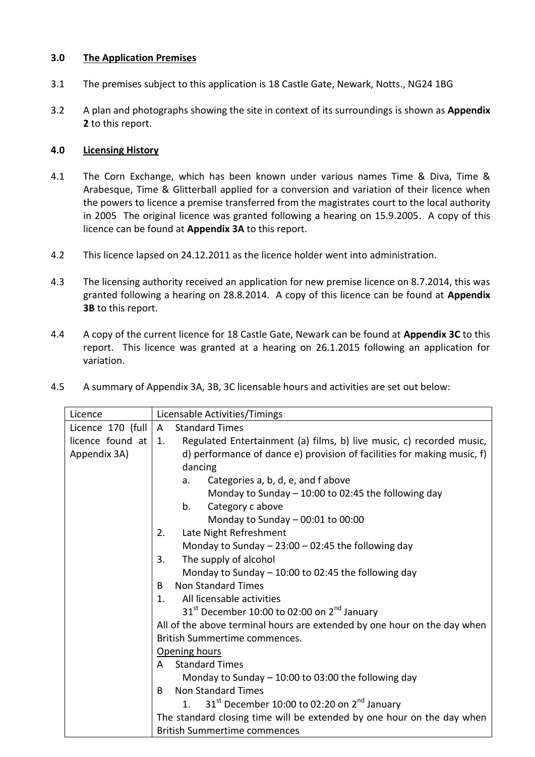**3.0 The Application Premises**

3.1 The premises subject to this application is 18 Castle Gate, Newark, Notts., NG24 1BG

3.2 A plan and photographs showing the site in context of its surroundings is shown as **Appendix 2** to this report.

**4.0 Licensing History**

4.1 The Corn Exchange, which has been known under various names Time & Diva, Time & Arabesque, Time & Glitterball applied for a conversion and variation of their licence when the powers to licence a premise transferred from the magistrates court to the local authority in 2005 The original licence was granted following a hearing on 15.9.2005. A copy of this licence can be found at **Appendix 3A** to this report.

4.2 This licence lapsed on 24.12.2011 as the licence holder went into administration.

4.3 The licensing authority received an application for new premise licence on 8.7.2014, this was granted following a hearing on 28.8.2014. A copy of this licence can be found at **Appendix 3B** to this report.

4.4 A copy of the current licence for 18 Castle Gate, Newark can be found at **Appendix 3C** to this report. This licence was granted at a hearing on 26.1.2015 following an application for variation.

4.5 A summary of Appendix 3A, 3B, 3C licensable hours and activities are set out below:

| Licence | Licensable Activities/Timings |
|---|---|
| Licence 170 (full licence found at Appendix 3A) | A Standard Times<br>1. Regulated Entertainment (a) films, b) live music, c) recorded music, d) performance of dance e) provision of facilities for making music, f) dancing<br>a. Categories a, b, d, e, and f above<br>Monday to Sunday – 10:00 to 02:45 the following day<br>b. Category c above<br>Monday to Sunday – 00:01 to 00:00<br>2. Late Night Refreshment<br>Monday to Sunday – 23:00 – 02:45 the following day<br>3. The supply of alcohol<br>Monday to Sunday – 10:00 to 02:45 the following day<br>B Non Standard Times<br>1. All licensable activities<br>31st December 10:00 to 02:00 on 2nd January<br>All of the above terminal hours are extended by one hour on the day when British Summertime commences.<br>Opening hours<br>A Standard Times<br>Monday to Sunday – 10:00 to 03:00 the following day<br>B Non Standard Times<br>1. 31st December 10:00 to 02:20 on 2nd January<br>The standard closing time will be extended by one hour on the day when British Summertime commences |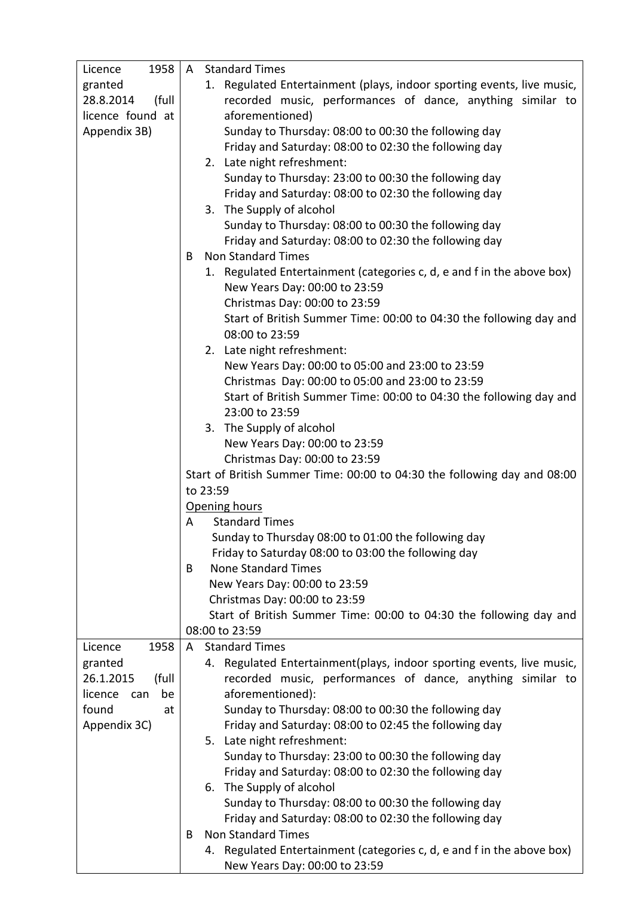| | |
|---|---|
| Licence 1958 granted 28.8.2014 (full licence found at Appendix 3B) | A Standard Times<br>1. Regulated Entertainment (plays, indoor sporting events, live music, recorded music, performances of dance, anything similar to aforementioned)<br>Sunday to Thursday: 08:00 to 00:30 the following day<br>Friday and Saturday: 08:00 to 02:30 the following day<br>2. Late night refreshment:<br>Sunday to Thursday: 23:00 to 00:30 the following day<br>Friday and Saturday: 08:00 to 02:30 the following day<br>3. The Supply of alcohol<br>Sunday to Thursday: 08:00 to 00:30 the following day<br>Friday and Saturday: 08:00 to 02:30 the following day<br>B Non Standard Times<br>1. Regulated Entertainment (categories c, d, e and f in the above box)<br>New Years Day: 00:00 to 23:59<br>Christmas Day: 00:00 to 23:59<br>Start of British Summer Time: 00:00 to 04:30 the following day and 08:00 to 23:59<br>2. Late night refreshment:<br>New Years Day: 00:00 to 05:00 and 23:00 to 23:59<br>Christmas Day: 00:00 to 05:00 and 23:00 to 23:59<br>Start of British Summer Time: 00:00 to 04:30 the following day and 23:00 to 23:59<br>3. The Supply of alcohol<br>New Years Day: 00:00 to 23:59<br>Christmas Day: 00:00 to 23:59<br>Start of British Summer Time: 00:00 to 04:30 the following day and 08:00 to 23:59<br><u>Opening hours</u><br>A Standard Times<br>Sunday to Thursday 08:00 to 01:00 the following day<br>Friday to Saturday 08:00 to 03:00 the following day<br>B None Standard Times<br>New Years Day: 00:00 to 23:59<br>Christmas Day: 00:00 to 23:59<br>Start of British Summer Time: 00:00 to 04:30 the following day and 08:00 to 23:59 |
| Licence 1958 granted 26.1.2015 (full licence can be found at Appendix 3C) | A Standard Times<br>4. Regulated Entertainment(plays, indoor sporting events, live music, recorded music, performances of dance, anything similar to aforementioned):<br>Sunday to Thursday: 08:00 to 00:30 the following day<br>Friday and Saturday: 08:00 to 02:45 the following day<br>5. Late night refreshment:<br>Sunday to Thursday: 23:00 to 00:30 the following day<br>Friday and Saturday: 08:00 to 02:30 the following day<br>6. The Supply of alcohol<br>Sunday to Thursday: 08:00 to 00:30 the following day<br>Friday and Saturday: 08:00 to 02:30 the following day<br>B Non Standard Times<br>4. Regulated Entertainment (categories c, d, e and f in the above box)<br>New Years Day: 00:00 to 23:59 |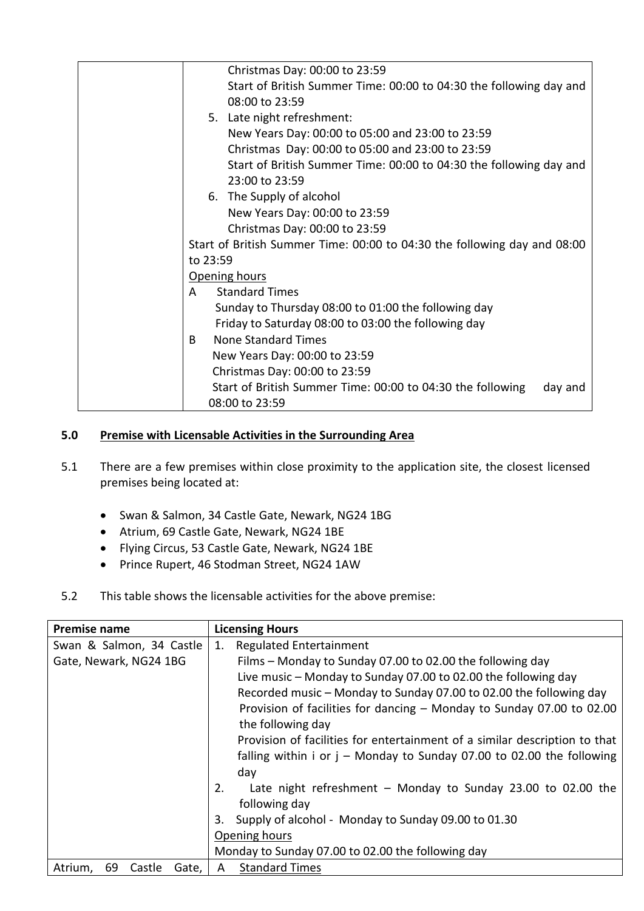| | Christmas Day: 00:00 to 23:59<br>Start of British Summer Time: 00:00 to 04:30 the following day and 08:00 to 23:59<br>5. Late night refreshment:<br>New Years Day: 00:00 to 05:00 and 23:00 to 23:59<br>Christmas Day: 00:00 to 05:00 and 23:00 to 23:59<br>Start of British Summer Time: 00:00 to 04:30 the following day and 23:00 to 23:59<br>6. The Supply of alcohol<br>New Years Day: 00:00 to 23:59<br>Christmas Day: 00:00 to 23:59<br>Start of British Summer Time: 00:00 to 04:30 the following day and 08:00 to 23:59<br>Opening hours<br>A Standard Times<br>Sunday to Thursday 08:00 to 01:00 the following day<br>Friday to Saturday 08:00 to 03:00 the following day<br>B None Standard Times<br>New Years Day: 00:00 to 23:59<br>Christmas Day: 00:00 to 23:59<br>Start of British Summer Time: 00:00 to 04:30 the following day and 08:00 to 23:59 |
|---|---|

## 5.0 Premise with Licensable Activities in the Surrounding Area

5.1 There are a few premises within close proximity to the application site, the closest licensed premises being located at:

- Swan & Salmon, 34 Castle Gate, Newark, NG24 1BG
- Atrium, 69 Castle Gate, Newark, NG24 1BE
- Flying Circus, 53 Castle Gate, Newark, NG24 1BE
- Prince Rupert, 46 Stodman Street, NG24 1AW

5.2 This table shows the licensable activities for the above premise:

| Premise name | Licensing Hours |
|---|---|
| Swan & Salmon, 34 Castle Gate, Newark, NG24 1BG | 1. Regulated Entertainment<br>Films – Monday to Sunday 07.00 to 02.00 the following day<br>Live music – Monday to Sunday 07.00 to 02.00 the following day<br>Recorded music – Monday to Sunday 07.00 to 02.00 the following day<br>Provision of facilities for dancing – Monday to Sunday 07.00 to 02.00 the following day<br>Provision of facilities for entertainment of a similar description to that falling within i or j – Monday to Sunday 07.00 to 02.00 the following day<br>2. Late night refreshment – Monday to Sunday 23.00 to 02.00 the following day<br>3. Supply of alcohol - Monday to Sunday 09.00 to 01.30<br>Opening hours<br>Monday to Sunday 07.00 to 02.00 the following day |
| Atrium, 69 Castle Gate, | A Standard Times |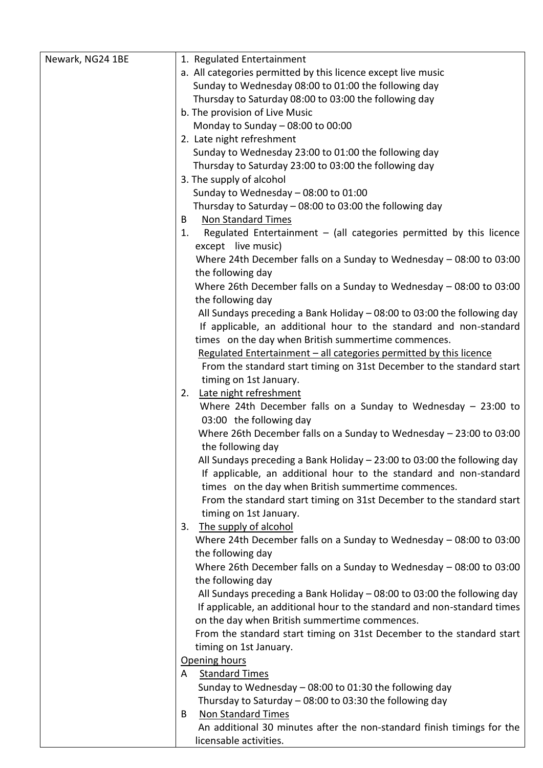| Newark, NG24 1BE | 1. Regulated Entertainment<br>a. All categories permitted by this licence except live music<br>Sunday to Wednesday 08:00 to 01:00 the following day<br>Thursday to Saturday 08:00 to 03:00 the following day<br>b. The provision of Live Music<br>Monday to Sunday – 08:00 to 00:00<br>2. Late night refreshment<br>Sunday to Wednesday 23:00 to 01:00 the following day<br>Thursday to Saturday 23:00 to 03:00 the following day<br>3. The supply of alcohol<br>Sunday to Wednesday – 08:00 to 01:00<br>Thursday to Saturday – 08:00 to 03:00 the following day<br>B Non Standard Times<br>1. Regulated Entertainment – (all categories permitted by this licence except live music)<br>Where 24th December falls on a Sunday to Wednesday – 08:00 to 03:00 the following day<br>Where 26th December falls on a Sunday to Wednesday – 08:00 to 03:00 the following day<br>All Sundays preceding a Bank Holiday – 08:00 to 03:00 the following day<br>If applicable, an additional hour to the standard and non-standard times on the day when British summertime commences.<br>Regulated Entertainment – all categories permitted by this licence<br>From the standard start timing on 31st December to the standard start timing on 1st January.<br>2. Late night refreshment<br>Where 24th December falls on a Sunday to Wednesday – 23:00 to 03:00 the following day<br>Where 26th December falls on a Sunday to Wednesday – 23:00 to 03:00 the following day<br>All Sundays preceding a Bank Holiday – 23:00 to 03:00 the following day<br>If applicable, an additional hour to the standard and non-standard times on the day when British summertime commences.<br>From the standard start timing on 31st December to the standard start timing on 1st January.<br>3. The supply of alcohol<br>Where 24th December falls on a Sunday to Wednesday – 08:00 to 03:00 the following day<br>Where 26th December falls on a Sunday to Wednesday – 08:00 to 03:00 the following day<br>All Sundays preceding a Bank Holiday – 08:00 to 03:00 the following day<br>If applicable, an additional hour to the standard and non-standard times on the day when British summertime commences.<br>From the standard start timing on 31st December to the standard start timing on 1st January.<br>Opening hours<br>A Standard Times<br>Sunday to Wednesday – 08:00 to 01:30 the following day<br>Thursday to Saturday – 08:00 to 03:30 the following day<br>B Non Standard Times<br>An additional 30 minutes after the non-standard finish timings for the licensable activities. |
|---|---|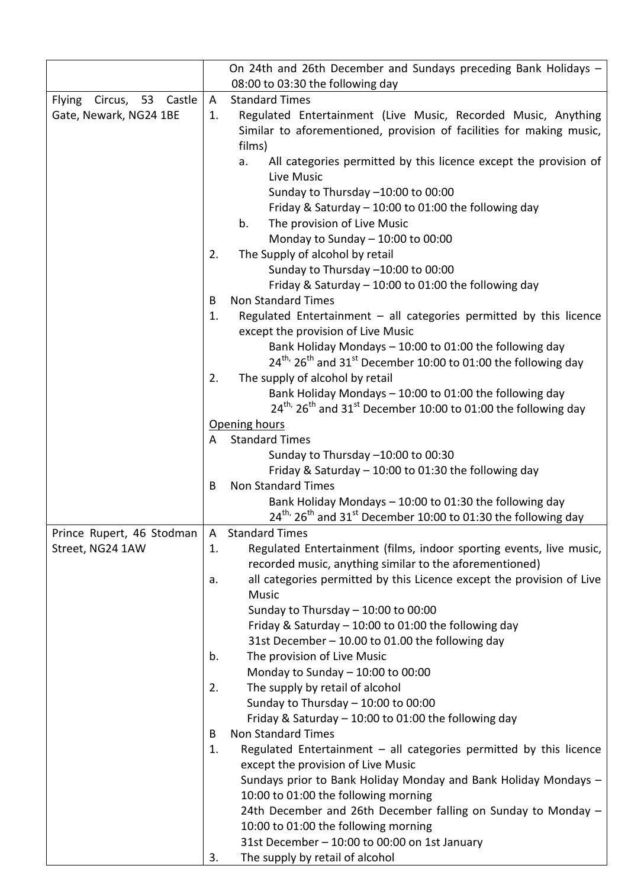| | |
|---|---|
| | On 24th and 26th December and Sundays preceding Bank Holidays – 08:00 to 03:30 the following day |
| Flying Circus, 53 Castle Gate, Newark, NG24 1BE | A Standard Times<br>1. Regulated Entertainment (Live Music, Recorded Music, Anything Similar to aforementioned, provision of facilities for making music, films)<br>a. All categories permitted by this licence except the provision of Live Music<br>Sunday to Thursday –10:00 to 00:00<br>Friday & Saturday – 10:00 to 01:00 the following day<br>b. The provision of Live Music<br>Monday to Sunday – 10:00 to 00:00<br>2. The Supply of alcohol by retail<br>Sunday to Thursday –10:00 to 00:00<br>Friday & Saturday – 10:00 to 01:00 the following day<br>B Non Standard Times<br>1. Regulated Entertainment – all categories permitted by this licence except the provision of Live Music<br>Bank Holiday Mondays – 10:00 to 01:00 the following day<br>24th, 26th and 31st December 10:00 to 01:00 the following day<br>2. The supply of alcohol by retail<br>Bank Holiday Mondays – 10:00 to 01:00 the following day<br>24th, 26th and 31st December 10:00 to 01:00 the following day<br>Opening hours<br>A Standard Times<br>Sunday to Thursday –10:00 to 00:30<br>Friday & Saturday – 10:00 to 01:30 the following day<br>B Non Standard Times<br>Bank Holiday Mondays – 10:00 to 01:30 the following day<br>24th, 26th and 31st December 10:00 to 01:30 the following day |
| Prince Rupert, 46 Stodman Street, NG24 1AW | A Standard Times<br>1. Regulated Entertainment (films, indoor sporting events, live music, recorded music, anything similar to the aforementioned)<br>a. all categories permitted by this Licence except the provision of Live Music<br>Sunday to Thursday – 10:00 to 00:00<br>Friday & Saturday – 10:00 to 01:00 the following day<br>31st December – 10.00 to 01.00 the following day<br>b. The provision of Live Music<br>Monday to Sunday – 10:00 to 00:00<br>2. The supply by retail of alcohol<br>Sunday to Thursday – 10:00 to 00:00<br>Friday & Saturday – 10:00 to 01:00 the following day<br>B Non Standard Times<br>1. Regulated Entertainment – all categories permitted by this licence except the provision of Live Music<br>Sundays prior to Bank Holiday Monday and Bank Holiday Mondays – 10:00 to 01:00 the following morning<br>24th December and 26th December falling on Sunday to Monday – 10:00 to 01:00 the following morning<br>31st December – 10:00 to 00:00 on 1st January<br>3. The supply by retail of alcohol |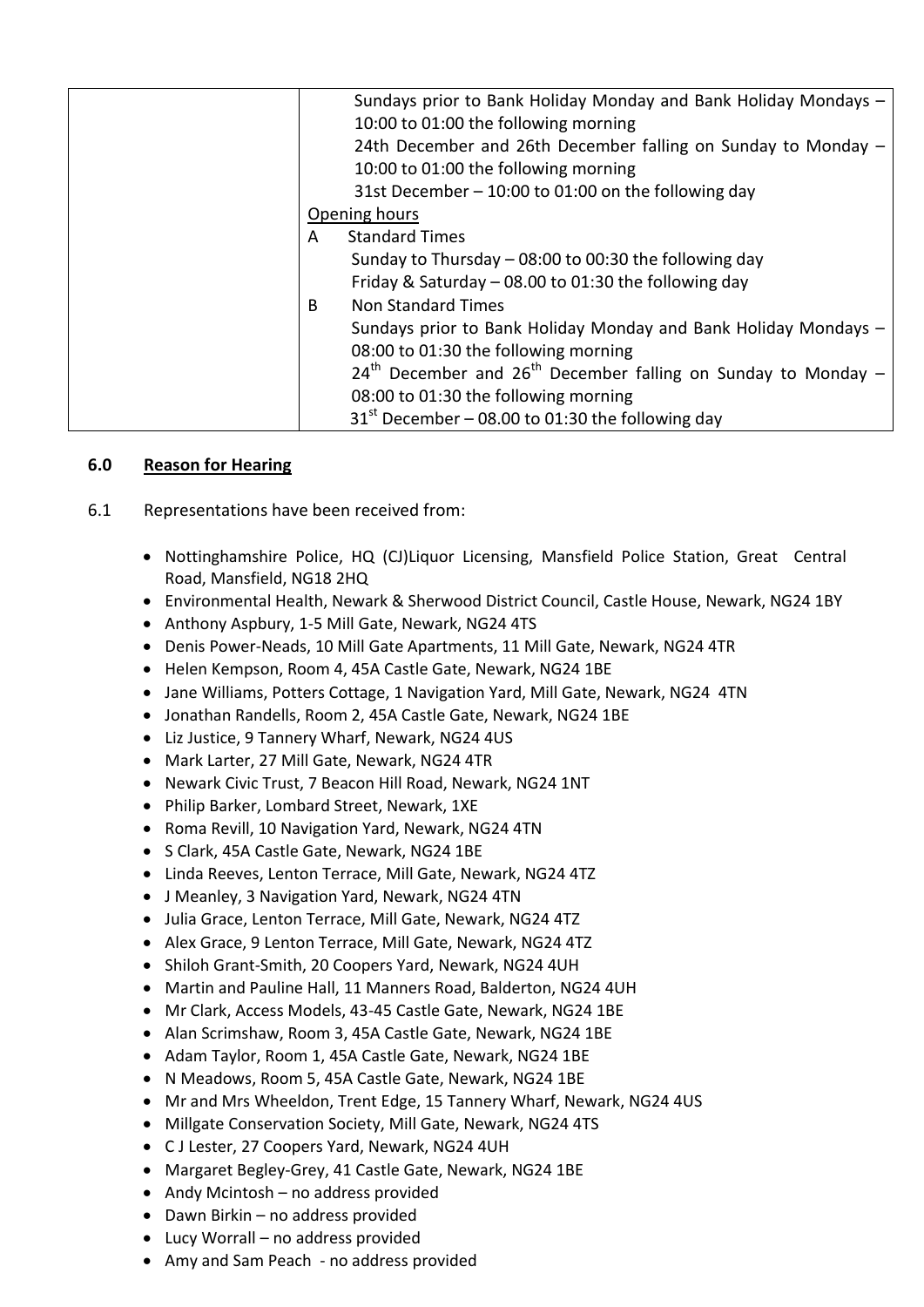| | |
|---|---|
| | Sundays prior to Bank Holiday Monday and Bank Holiday Mondays – 10:00 to 01:00 the following morning<br>24th December and 26th December falling on Sunday to Monday – 10:00 to 01:00 the following morning<br>31st December – 10:00 to 01:00 on the following day<br><u>Opening hours</u><br>A Standard Times<br>Sunday to Thursday – 08:00 to 00:30 the following day<br>Friday & Saturday – 08.00 to 01:30 the following day<br>B Non Standard Times<br>Sundays prior to Bank Holiday Monday and Bank Holiday Mondays – 08:00 to 01:30 the following morning<br>24th December and 26th December falling on Sunday to Monday – 08:00 to 01:30 the following morning<br>31st December – 08.00 to 01:30 the following day |

## 6.0 Reason for Hearing

6.1 Representations have been received from:

- Nottinghamshire Police, HQ (CJ)Liquor Licensing, Mansfield Police Station, Great Central Road, Mansfield, NG18 2HQ
- Environmental Health, Newark & Sherwood District Council, Castle House, Newark, NG24 1BY
- Anthony Aspbury, 1-5 Mill Gate, Newark, NG24 4TS
- Denis Power-Neads, 10 Mill Gate Apartments, 11 Mill Gate, Newark, NG24 4TR
- Helen Kempson, Room 4, 45A Castle Gate, Newark, NG24 1BE
- Jane Williams, Potters Cottage, 1 Navigation Yard, Mill Gate, Newark, NG24 4TN
- Jonathan Randells, Room 2, 45A Castle Gate, Newark, NG24 1BE
- Liz Justice, 9 Tannery Wharf, Newark, NG24 4US
- Mark Larter, 27 Mill Gate, Newark, NG24 4TR
- Newark Civic Trust, 7 Beacon Hill Road, Newark, NG24 1NT
- Philip Barker, Lombard Street, Newark, 1XE
- Roma Revill, 10 Navigation Yard, Newark, NG24 4TN
- S Clark, 45A Castle Gate, Newark, NG24 1BE
- Linda Reeves, Lenton Terrace, Mill Gate, Newark, NG24 4TZ
- J Meanley, 3 Navigation Yard, Newark, NG24 4TN
- Julia Grace, Lenton Terrace, Mill Gate, Newark, NG24 4TZ
- Alex Grace, 9 Lenton Terrace, Mill Gate, Newark, NG24 4TZ
- Shiloh Grant-Smith, 20 Coopers Yard, Newark, NG24 4UH
- Martin and Pauline Hall, 11 Manners Road, Balderton, NG24 4UH
- Mr Clark, Access Models, 43-45 Castle Gate, Newark, NG24 1BE
- Alan Scrimshaw, Room 3, 45A Castle Gate, Newark, NG24 1BE
- Adam Taylor, Room 1, 45A Castle Gate, Newark, NG24 1BE
- N Meadows, Room 5, 45A Castle Gate, Newark, NG24 1BE
- Mr and Mrs Wheeldon, Trent Edge, 15 Tannery Wharf, Newark, NG24 4US
- Millgate Conservation Society, Mill Gate, Newark, NG24 4TS
- C J Lester, 27 Coopers Yard, Newark, NG24 4UH
- Margaret Begley-Grey, 41 Castle Gate, Newark, NG24 1BE
- Andy Mcintosh – no address provided
- Dawn Birkin – no address provided
- Lucy Worrall – no address provided
- Amy and Sam Peach - no address provided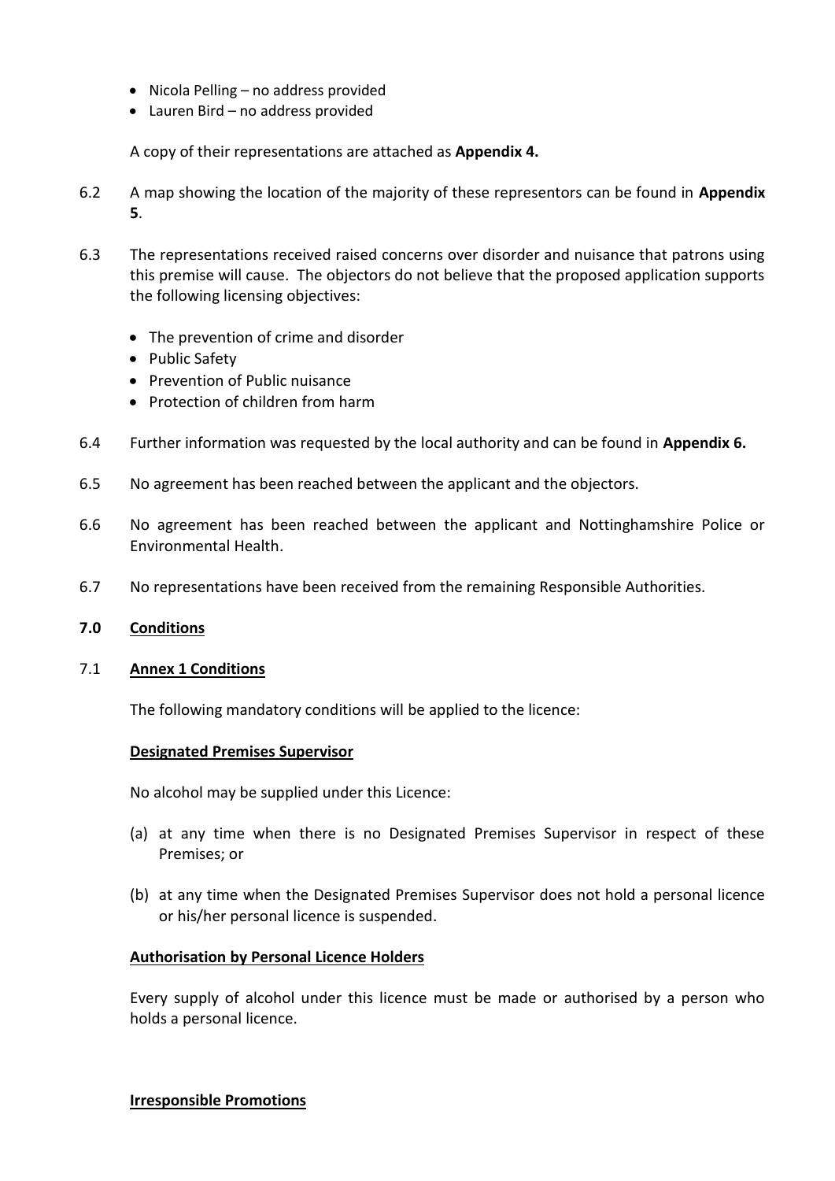- Nicola Pelling – no address provided
- Lauren Bird – no address provided

A copy of their representations are attached as **Appendix 4.**

6.2 A map showing the location of the majority of these representors can be found in **Appendix 5**.

6.3 The representations received raised concerns over disorder and nuisance that patrons using this premise will cause. The objectors do not believe that the proposed application supports the following licensing objectives:

- The prevention of crime and disorder
- Public Safety
- Prevention of Public nuisance
- Protection of children from harm

6.4 Further information was requested by the local authority and can be found in **Appendix 6.**

6.5 No agreement has been reached between the applicant and the objectors.

6.6 No agreement has been reached between the applicant and Nottinghamshire Police or Environmental Health.

6.7 No representations have been received from the remaining Responsible Authorities.

## 7.0 Conditions

### 7.1 Annex 1 Conditions

The following mandatory conditions will be applied to the licence:

**Designated Premises Supervisor**

No alcohol may be supplied under this Licence:

(a) at any time when there is no Designated Premises Supervisor in respect of these Premises; or

(b) at any time when the Designated Premises Supervisor does not hold a personal licence or his/her personal licence is suspended.

**Authorisation by Personal Licence Holders**

Every supply of alcohol under this licence must be made or authorised by a person who holds a personal licence.

**Irresponsible Promotions**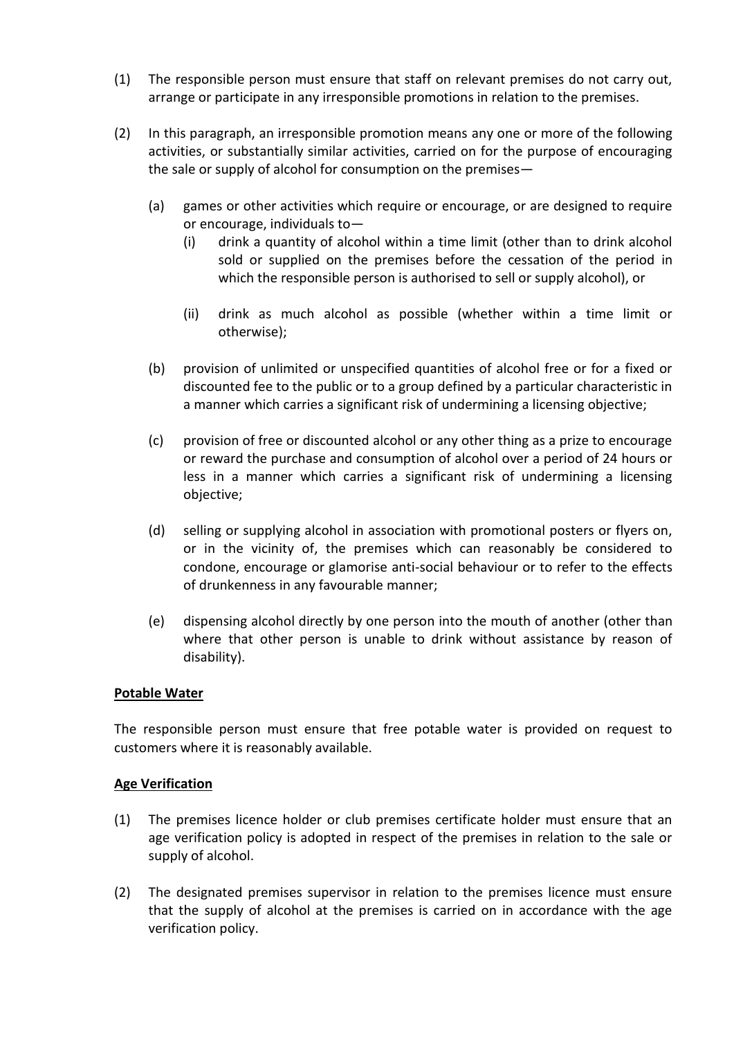(1) The responsible person must ensure that staff on relevant premises do not carry out, arrange or participate in any irresponsible promotions in relation to the premises.

(2) In this paragraph, an irresponsible promotion means any one or more of the following activities, or substantially similar activities, carried on for the purpose of encouraging the sale or supply of alcohol for consumption on the premises—

   (a) games or other activities which require or encourage, or are designed to require or encourage, individuals to—
      (i) drink a quantity of alcohol within a time limit (other than to drink alcohol sold or supplied on the premises before the cessation of the period in which the responsible person is authorised to sell or supply alcohol), or

      (ii) drink as much alcohol as possible (whether within a time limit or otherwise);

   (b) provision of unlimited or unspecified quantities of alcohol free or for a fixed or discounted fee to the public or to a group defined by a particular characteristic in a manner which carries a significant risk of undermining a licensing objective;

   (c) provision of free or discounted alcohol or any other thing as a prize to encourage or reward the purchase and consumption of alcohol over a period of 24 hours or less in a manner which carries a significant risk of undermining a licensing objective;

   (d) selling or supplying alcohol in association with promotional posters or flyers on, or in the vicinity of, the premises which can reasonably be considered to condone, encourage or glamorise anti-social behaviour or to refer to the effects of drunkenness in any favourable manner;

   (e) dispensing alcohol directly by one person into the mouth of another (other than where that other person is unable to drink without assistance by reason of disability).

**Potable Water**

The responsible person must ensure that free potable water is provided on request to customers where it is reasonably available.

**Age Verification**

(1) The premises licence holder or club premises certificate holder must ensure that an age verification policy is adopted in respect of the premises in relation to the sale or supply of alcohol.

(2) The designated premises supervisor in relation to the premises licence must ensure that the supply of alcohol at the premises is carried on in accordance with the age verification policy.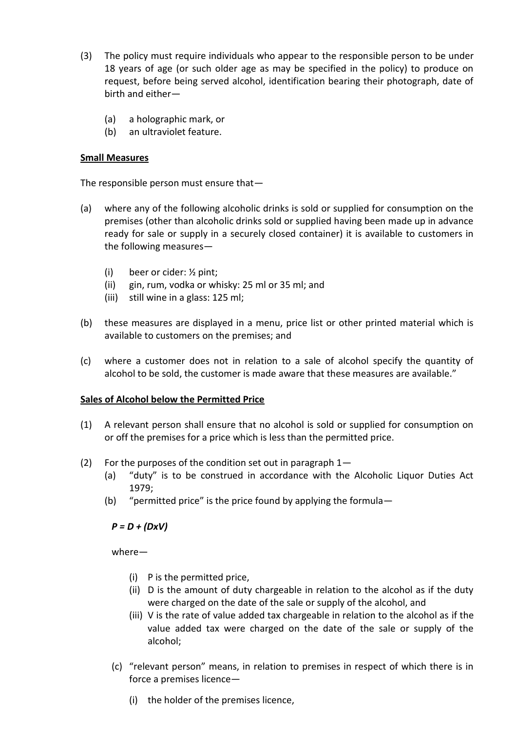(3) The policy must require individuals who appear to the responsible person to be under 18 years of age (or such older age as may be specified in the policy) to produce on request, before being served alcohol, identification bearing their photograph, date of birth and either—

  (a) a holographic mark, or
  (b) an ultraviolet feature.

**Small Measures**

The responsible person must ensure that—

(a) where any of the following alcoholic drinks is sold or supplied for consumption on the premises (other than alcoholic drinks sold or supplied having been made up in advance ready for sale or supply in a securely closed container) it is available to customers in the following measures—

  (i) beer or cider: ½ pint;
  (ii) gin, rum, vodka or whisky: 25 ml or 35 ml; and
  (iii) still wine in a glass: 125 ml;

(b) these measures are displayed in a menu, price list or other printed material which is available to customers on the premises; and

(c) where a customer does not in relation to a sale of alcohol specify the quantity of alcohol to be sold, the customer is made aware that these measures are available."

**Sales of Alcohol below the Permitted Price**

(1) A relevant person shall ensure that no alcohol is sold or supplied for consumption on or off the premises for a price which is less than the permitted price.

(2) For the purposes of the condition set out in paragraph 1—
  (a) "duty" is to be construed in accordance with the Alcoholic Liquor Duties Act 1979;
  (b) "permitted price" is the price found by applying the formula—

  $$P = D + (D \times V)$$

  where—

    (i) P is the permitted price,
    (ii) D is the amount of duty chargeable in relation to the alcohol as if the duty were charged on the date of the sale or supply of the alcohol, and
    (iii) V is the rate of value added tax chargeable in relation to the alcohol as if the value added tax were charged on the date of the sale or supply of the alcohol;

  (c) "relevant person" means, in relation to premises in respect of which there is in force a premises licence—

    (i) the holder of the premises licence,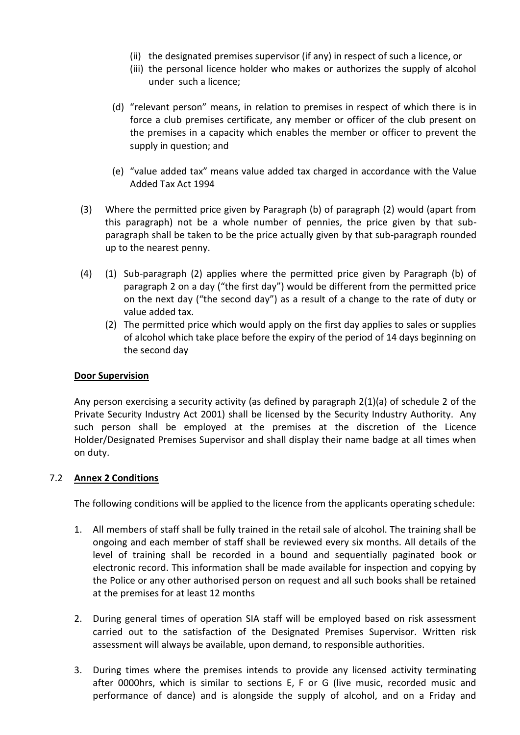(ii) the designated premises supervisor (if any) in respect of such a licence, or
(iii) the personal licence holder who makes or authorizes the supply of alcohol under such a licence;

(d) "relevant person" means, in relation to premises in respect of which there is in force a club premises certificate, any member or officer of the club present on the premises in a capacity which enables the member or officer to prevent the supply in question; and

(e) "value added tax" means value added tax charged in accordance with the Value Added Tax Act 1994

(3) Where the permitted price given by Paragraph (b) of paragraph (2) would (apart from this paragraph) not be a whole number of pennies, the price given by that sub-paragraph shall be taken to be the price actually given by that sub-paragraph rounded up to the nearest penny.

(4) (1) Sub-paragraph (2) applies where the permitted price given by Paragraph (b) of paragraph 2 on a day ("the first day") would be different from the permitted price on the next day ("the second day") as a result of a change to the rate of duty or value added tax.
(2) The permitted price which would apply on the first day applies to sales or supplies of alcohol which take place before the expiry of the period of 14 days beginning on the second day

**Door Supervision**

Any person exercising a security activity (as defined by paragraph 2(1)(a) of schedule 2 of the Private Security Industry Act 2001) shall be licensed by the Security Industry Authority. Any such person shall be employed at the premises at the discretion of the Licence Holder/Designated Premises Supervisor and shall display their name badge at all times when on duty.

## 7.2 Annex 2 Conditions

The following conditions will be applied to the licence from the applicants operating schedule:

1. All members of staff shall be fully trained in the retail sale of alcohol. The training shall be ongoing and each member of staff shall be reviewed every six months. All details of the level of training shall be recorded in a bound and sequentially paginated book or electronic record. This information shall be made available for inspection and copying by the Police or any other authorised person on request and all such books shall be retained at the premises for at least 12 months

2. During general times of operation SIA staff will be employed based on risk assessment carried out to the satisfaction of the Designated Premises Supervisor. Written risk assessment will always be available, upon demand, to responsible authorities.

3. During times where the premises intends to provide any licensed activity terminating after 0000hrs, which is similar to sections E, F or G (live music, recorded music and performance of dance) and is alongside the supply of alcohol, and on a Friday and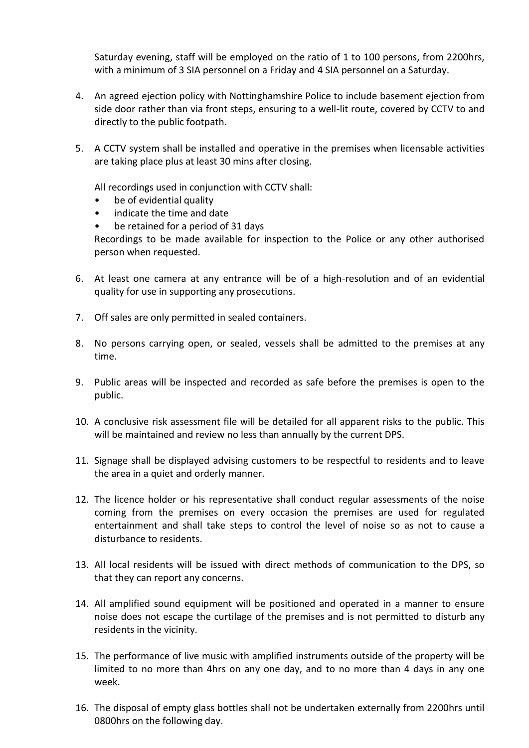Saturday evening, staff will be employed on the ratio of 1 to 100 persons, from 2200hrs, with a minimum of 3 SIA personnel on a Friday and 4 SIA personnel on a Saturday.

4. An agreed ejection policy with Nottinghamshire Police to include basement ejection from side door rather than via front steps, ensuring to a well-lit route, covered by CCTV to and directly to the public footpath.

5. A CCTV system shall be installed and operative in the premises when licensable activities are taking place plus at least 30 mins after closing.

   All recordings used in conjunction with CCTV shall:
   - be of evidential quality
   - indicate the time and date
   - be retained for a period of 31 days

   Recordings to be made available for inspection to the Police or any other authorised person when requested.

6. At least one camera at any entrance will be of a high-resolution and of an evidential quality for use in supporting any prosecutions.

7. Off sales are only permitted in sealed containers.

8. No persons carrying open, or sealed, vessels shall be admitted to the premises at any time.

9. Public areas will be inspected and recorded as safe before the premises is open to the public.

10. A conclusive risk assessment file will be detailed for all apparent risks to the public. This will be maintained and review no less than annually by the current DPS.

11. Signage shall be displayed advising customers to be respectful to residents and to leave the area in a quiet and orderly manner.

12. The licence holder or his representative shall conduct regular assessments of the noise coming from the premises on every occasion the premises are used for regulated entertainment and shall take steps to control the level of noise so as not to cause a disturbance to residents.

13. All local residents will be issued with direct methods of communication to the DPS, so that they can report any concerns.

14. All amplified sound equipment will be positioned and operated in a manner to ensure noise does not escape the curtilage of the premises and is not permitted to disturb any residents in the vicinity.

15. The performance of live music with amplified instruments outside of the property will be limited to no more than 4hrs on any one day, and to no more than 4 days in any one week.

16. The disposal of empty glass bottles shall not be undertaken externally from 2200hrs until 0800hrs on the following day.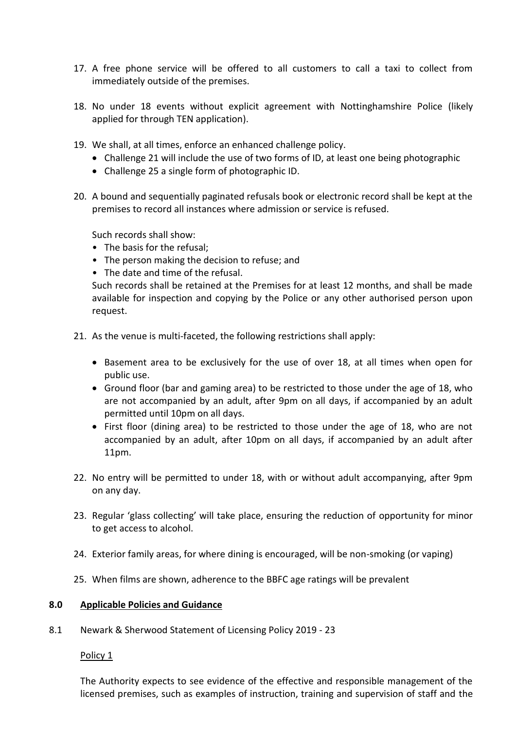17. A free phone service will be offered to all customers to call a taxi to collect from immediately outside of the premises.

18. No under 18 events without explicit agreement with Nottinghamshire Police (likely applied for through TEN application).

19. We shall, at all times, enforce an enhanced challenge policy.
    - Challenge 21 will include the use of two forms of ID, at least one being photographic
    - Challenge 25 a single form of photographic ID.

20. A bound and sequentially paginated refusals book or electronic record shall be kept at the premises to record all instances where admission or service is refused.

    Such records shall show:
    - The basis for the refusal;
    - The person making the decision to refuse; and
    - The date and time of the refusal.

    Such records shall be retained at the Premises for at least 12 months, and shall be made available for inspection and copying by the Police or any other authorised person upon request.

21. As the venue is multi-faceted, the following restrictions shall apply:

    - Basement area to be exclusively for the use of over 18, at all times when open for public use.
    - Ground floor (bar and gaming area) to be restricted to those under the age of 18, who are not accompanied by an adult, after 9pm on all days, if accompanied by an adult permitted until 10pm on all days.
    - First floor (dining area) to be restricted to those under the age of 18, who are not accompanied by an adult, after 10pm on all days, if accompanied by an adult after 11pm.

22. No entry will be permitted to under 18, with or without adult accompanying, after 9pm on any day.

23. Regular 'glass collecting' will take place, ensuring the reduction of opportunity for minor to get access to alcohol.

24. Exterior family areas, for where dining is encouraged, will be non-smoking (or vaping)

25. When films are shown, adherence to the BBFC age ratings will be prevalent

## 8.0 Applicable Policies and Guidance

8.1 Newark & Sherwood Statement of Licensing Policy 2019 - 23

Policy 1

The Authority expects to see evidence of the effective and responsible management of the licensed premises, such as examples of instruction, training and supervision of staff and the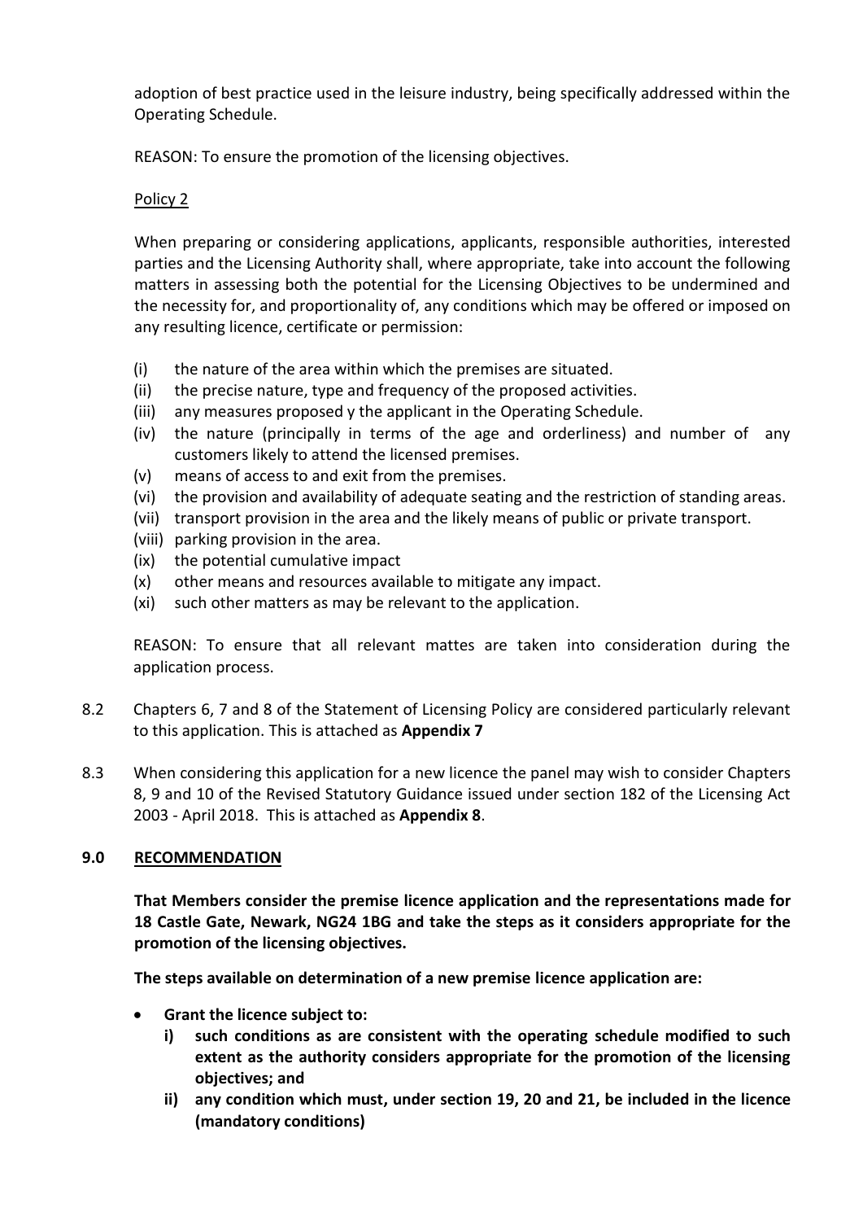adoption of best practice used in the leisure industry, being specifically addressed within the Operating Schedule.

REASON: To ensure the promotion of the licensing objectives.

Policy 2

When preparing or considering applications, applicants, responsible authorities, interested parties and the Licensing Authority shall, where appropriate, take into account the following matters in assessing both the potential for the Licensing Objectives to be undermined and the necessity for, and proportionality of, any conditions which may be offered or imposed on any resulting licence, certificate or permission:

(i) the nature of the area within which the premises are situated.
(ii) the precise nature, type and frequency of the proposed activities.
(iii) any measures proposed y the applicant in the Operating Schedule.
(iv) the nature (principally in terms of the age and orderliness) and number of any customers likely to attend the licensed premises.
(v) means of access to and exit from the premises.
(vi) the provision and availability of adequate seating and the restriction of standing areas.
(vii) transport provision in the area and the likely means of public or private transport.
(viii) parking provision in the area.
(ix) the potential cumulative impact
(x) other means and resources available to mitigate any impact.
(xi) such other matters as may be relevant to the application.

REASON: To ensure that all relevant mattes are taken into consideration during the application process.

8.2 Chapters 6, 7 and 8 of the Statement of Licensing Policy are considered particularly relevant to this application. This is attached as **Appendix 7**

8.3 When considering this application for a new licence the panel may wish to consider Chapters 8, 9 and 10 of the Revised Statutory Guidance issued under section 182 of the Licensing Act 2003 - April 2018. This is attached as **Appendix 8**.

## 9.0 RECOMMENDATION

**That Members consider the premise licence application and the representations made for 18 Castle Gate, Newark, NG24 1BG and take the steps as it considers appropriate for the promotion of the licensing objectives.**

**The steps available on determination of a new premise licence application are:**

- **Grant the licence subject to:**
    - **i) such conditions as are consistent with the operating schedule modified to such extent as the authority considers appropriate for the promotion of the licensing objectives; and**
    - **ii) any condition which must, under section 19, 20 and 21, be included in the licence (mandatory conditions)**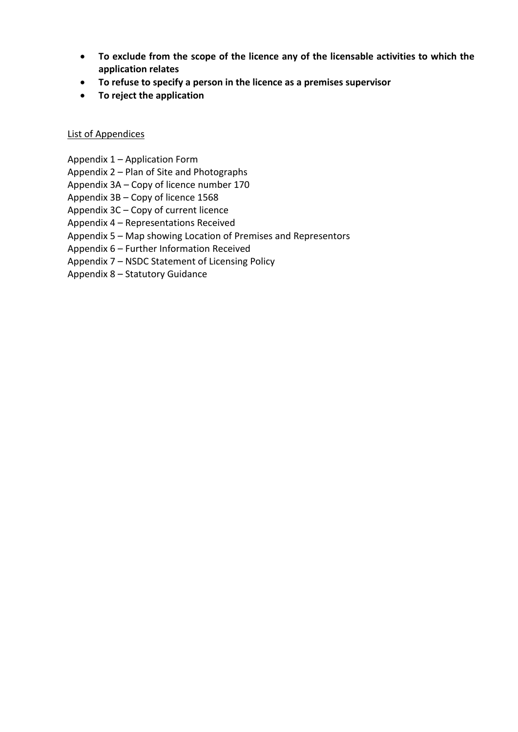- **To exclude from the scope of the licence any of the licensable activities to which the application relates**
- **To refuse to specify a person in the licence as a premises supervisor**
- **To reject the application**

<u>List of Appendices</u>

Appendix 1 – Application Form
Appendix 2 – Plan of Site and Photographs
Appendix 3A – Copy of licence number 170
Appendix 3B – Copy of licence 1568
Appendix 3C – Copy of current licence
Appendix 4 – Representations Received
Appendix 5 – Map showing Location of Premises and Representors
Appendix 6 – Further Information Received
Appendix 7 – NSDC Statement of Licensing Policy
Appendix 8 – Statutory Guidance